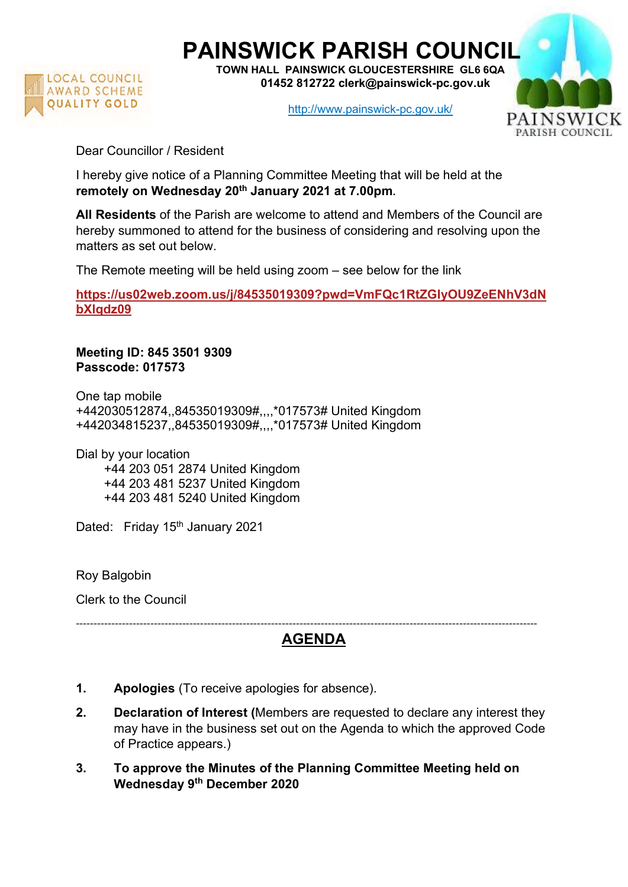# PAINSWICK PARISH COUNCIL

**TOWN HALL PAINSWICK GLOUCESTERSHIRE GL6 6QA**
**01452 812722 clerk@painswick-pc.gov.uk**

http://www.painswick-pc.gov.uk/

LOCAL COUNCIL AWARD SCHEME QUALITY GOLD

PAINSWICK PARISH COUNCIL

Dear Councillor / Resident

I hereby give notice of a Planning Committee Meeting that will be held at the **remotely on Wednesday 20th January 2021 at 7.00pm**.

**All Residents** of the Parish are welcome to attend and Members of the Council are hereby summoned to attend for the business of considering and resolving upon the matters as set out below.

The Remote meeting will be held using zoom – see below for the link

**https://us02web.zoom.us/j/84535019309?pwd=VmFQc1RtZGlyOU9ZeENhV3dNbXlqdz09**

**Meeting ID: 845 3501 9309**
**Passcode: 017573**

One tap mobile
+442030512874,,84535019309#,,,,*017573# United Kingdom
+442034815237,,84535019309#,,,,*017573# United Kingdom

Dial by your location
+44 203 051 2874 United Kingdom
+44 203 481 5237 United Kingdom
+44 203 481 5240 United Kingdom

Dated: Friday 15th January 2021

Roy Balgobin

Clerk to the Council

---

## AGENDA

1. **Apologies** (To receive apologies for absence).
2. **Declaration of Interest (**Members are requested to declare any interest they may have in the business set out on the Agenda to which the approved Code of Practice appears.)
3. **To approve the Minutes of the Planning Committee Meeting held on Wednesday 9th December 2020**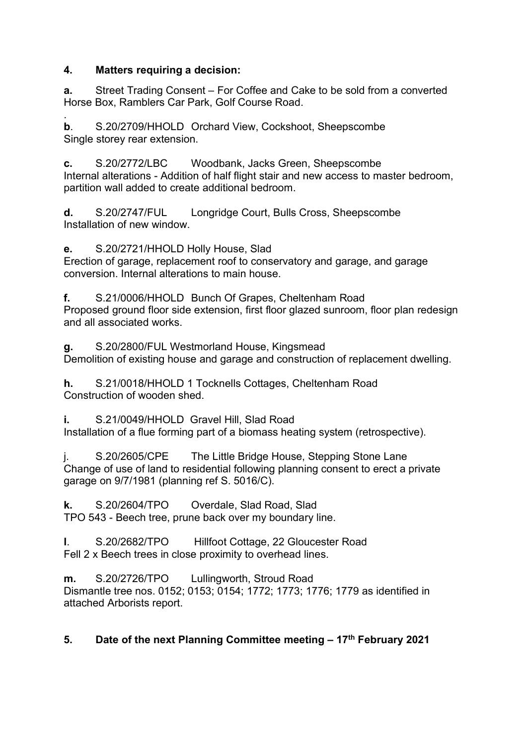## 4. Matters requiring a decision:

**a.** Street Trading Consent – For Coffee and Cake to be sold from a converted Horse Box, Ramblers Car Park, Golf Course Road.

.

**b**. S.20/2709/HHOLD Orchard View, Cockshoot, Sheepscombe
Single storey rear extension.

**c.** S.20/2772/LBC Woodbank, Jacks Green, Sheepscombe
Internal alterations - Addition of half flight stair and new access to master bedroom, partition wall added to create additional bedroom.

**d.** S.20/2747/FUL Longridge Court, Bulls Cross, Sheepscombe
Installation of new window.

**e.** S.20/2721/HHOLD Holly House, Slad
Erection of garage, replacement roof to conservatory and garage, and garage conversion. Internal alterations to main house.

**f.** S.21/0006/HHOLD Bunch Of Grapes, Cheltenham Road
Proposed ground floor side extension, first floor glazed sunroom, floor plan redesign and all associated works.

**g.** S.20/2800/FUL Westmorland House, Kingsmead
Demolition of existing house and garage and construction of replacement dwelling.

**h.** S.21/0018/HHOLD 1 Tocknells Cottages, Cheltenham Road
Construction of wooden shed.

**i.** S.21/0049/HHOLD Gravel Hill, Slad Road
Installation of a flue forming part of a biomass heating system (retrospective).

j. S.20/2605/CPE The Little Bridge House, Stepping Stone Lane
Change of use of land to residential following planning consent to erect a private garage on 9/7/1981 (planning ref S. 5016/C).

**k.** S.20/2604/TPO Overdale, Slad Road, Slad
TPO 543 - Beech tree, prune back over my boundary line.

**l**. S.20/2682/TPO Hillfoot Cottage, 22 Gloucester Road
Fell 2 x Beech trees in close proximity to overhead lines.

**m.** S.20/2726/TPO Lullingworth, Stroud Road
Dismantle tree nos. 0152; 0153; 0154; 1772; 1773; 1776; 1779 as identified in attached Arborists report.

## 5. Date of the next Planning Committee meeting – 17th February 2021